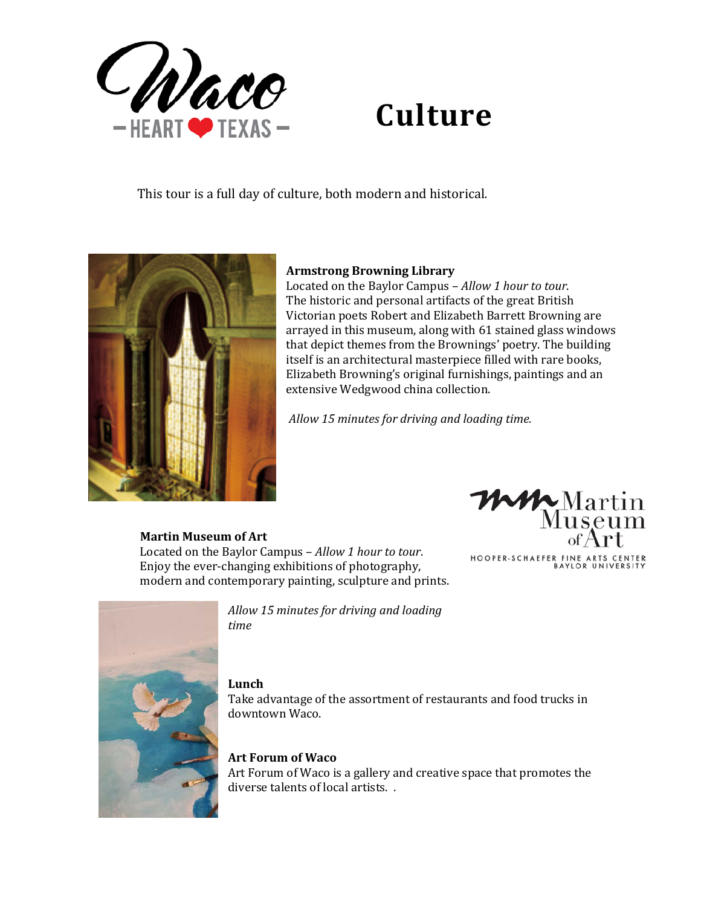# Culture

This tour is a full day of culture, both modern and historical.

**Armstrong Browning Library**
Located on the Baylor Campus – *Allow 1 hour to tour.*
The historic and personal artifacts of the great British Victorian poets Robert and Elizabeth Barrett Browning are arrayed in this museum, along with 61 stained glass windows that depict themes from the Brownings' poetry. The building itself is an architectural masterpiece filled with rare books, Elizabeth Browning's original furnishings, paintings and an extensive Wedgwood china collection.

*Allow 15 minutes for driving and loading time.*

**Martin Museum of Art**
Located on the Baylor Campus – *Allow 1 hour to tour.*
Enjoy the ever-changing exhibitions of photography, modern and contemporary painting, sculpture and prints.

*Allow 15 minutes for driving and loading time*

**Lunch**
Take advantage of the assortment of restaurants and food trucks in downtown Waco.

**Art Forum of Waco**
Art Forum of Waco is a gallery and creative space that promotes the diverse talents of local artists. .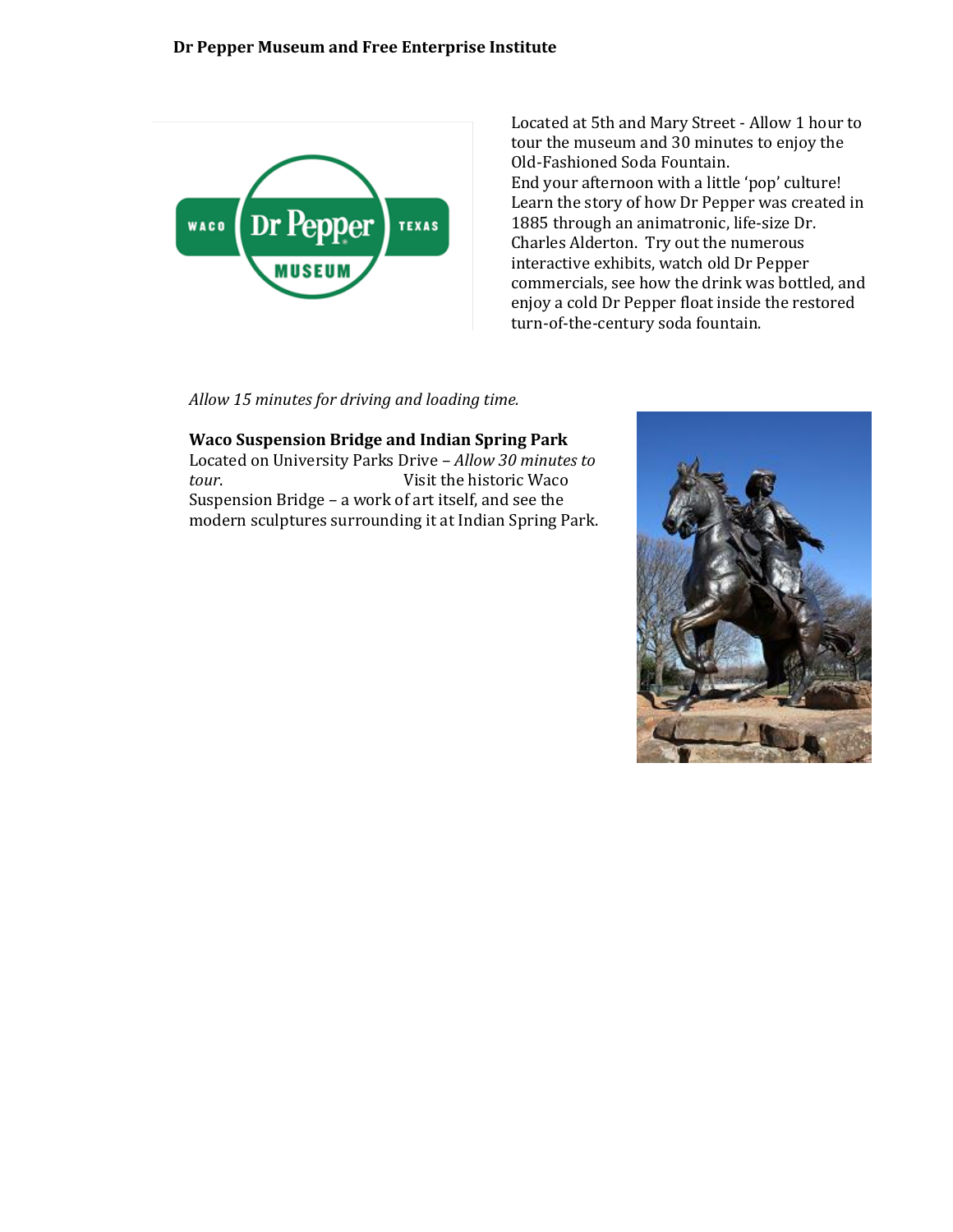**Dr Pepper Museum and Free Enterprise Institute**

Located at 5th and Mary Street - Allow 1 hour to tour the museum and 30 minutes to enjoy the Old-Fashioned Soda Fountain.
End your afternoon with a little 'pop' culture! Learn the story of how Dr Pepper was created in 1885 through an animatronic, life-size Dr. Charles Alderton. Try out the numerous interactive exhibits, watch old Dr Pepper commercials, see how the drink was bottled, and enjoy a cold Dr Pepper float inside the restored turn-of-the-century soda fountain.

*Allow 15 minutes for driving and loading time.*

**Waco Suspension Bridge and Indian Spring Park**
Located on University Parks Drive – *Allow 30 minutes to tour*. Visit the historic Waco Suspension Bridge – a work of art itself, and see the modern sculptures surrounding it at Indian Spring Park.